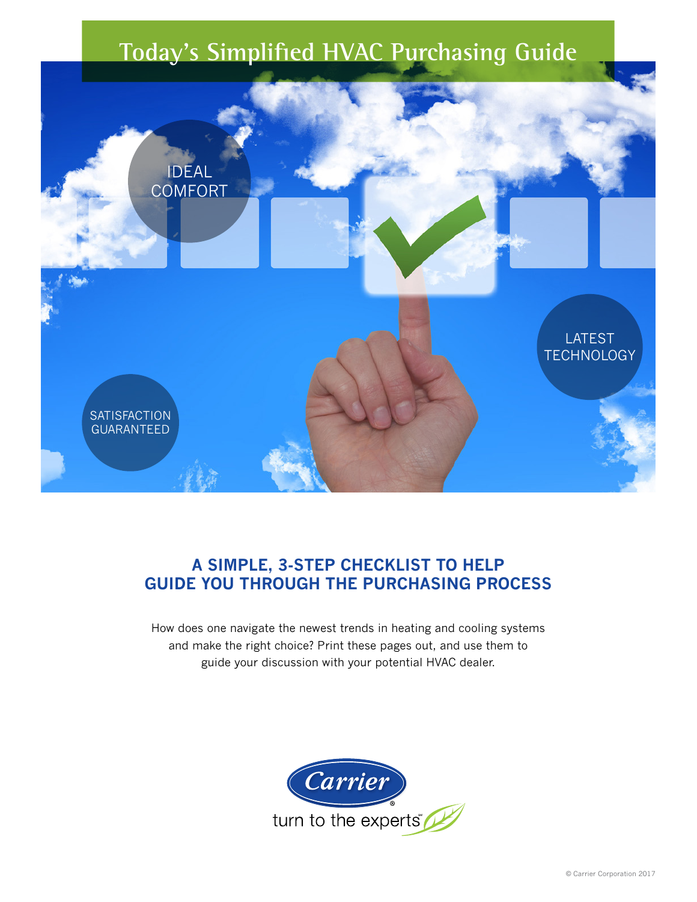# Today's Simplified HVAC Purchasing Guide

IDEAL COMFORT

LATEST TECHNOLOGY

SATISFACTION GUARANTEED

## A SIMPLE, 3-STEP CHECKLIST TO HELP GUIDE YOU THROUGH THE PURCHASING PROCESS

How does one navigate the newest trends in heating and cooling systems and make the right choice? Print these pages out, and use them to guide your discussion with your potential HVAC dealer.

Carrier®

turn to the experts℠

© Carrier Corporation 2017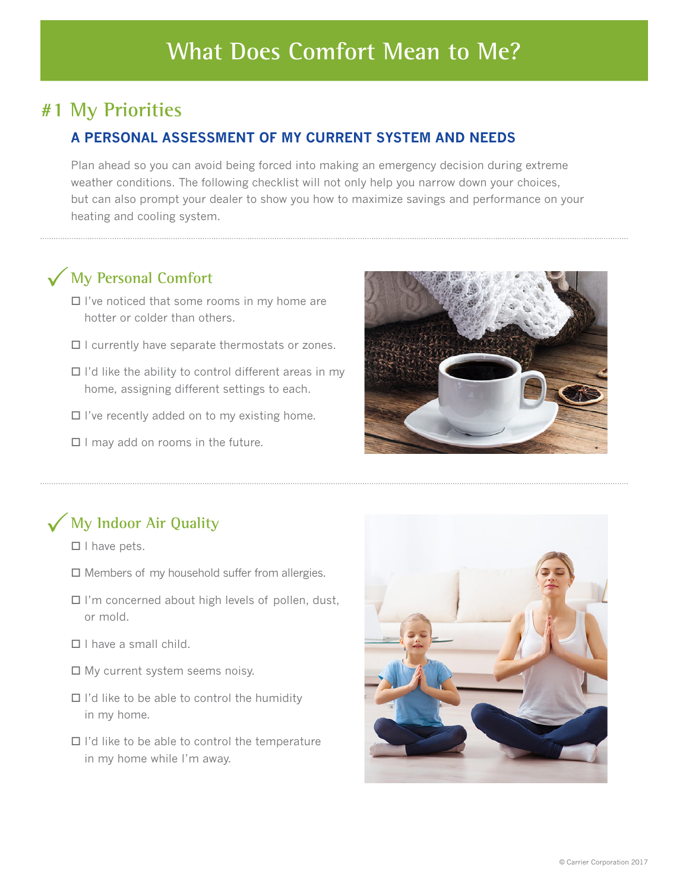# What Does Comfort Mean to Me?

## #1 My Priorities

### A PERSONAL ASSESSMENT OF MY CURRENT SYSTEM AND NEEDS

Plan ahead so you can avoid being forced into making an emergency decision during extreme weather conditions. The following checklist will not only help you narrow down your choices, but can also prompt your dealer to show you how to maximize savings and performance on your heating and cooling system.

### ✓ My Personal Comfort

- ☐ I've noticed that some rooms in my home are hotter or colder than others.
- ☐ I currently have separate thermostats or zones.
- ☐ I'd like the ability to control different areas in my home, assigning different settings to each.
- ☐ I've recently added on to my existing home.
- ☐ I may add on rooms in the future.

### ✓ My Indoor Air Quality

- ☐ I have pets.
- ☐ Members of my household suffer from allergies.
- ☐ I'm concerned about high levels of pollen, dust, or mold.
- ☐ I have a small child.
- ☐ My current system seems noisy.
- ☐ I'd like to be able to control the humidity in my home.
- ☐ I'd like to be able to control the temperature in my home while I'm away.

© Carrier Corporation 2017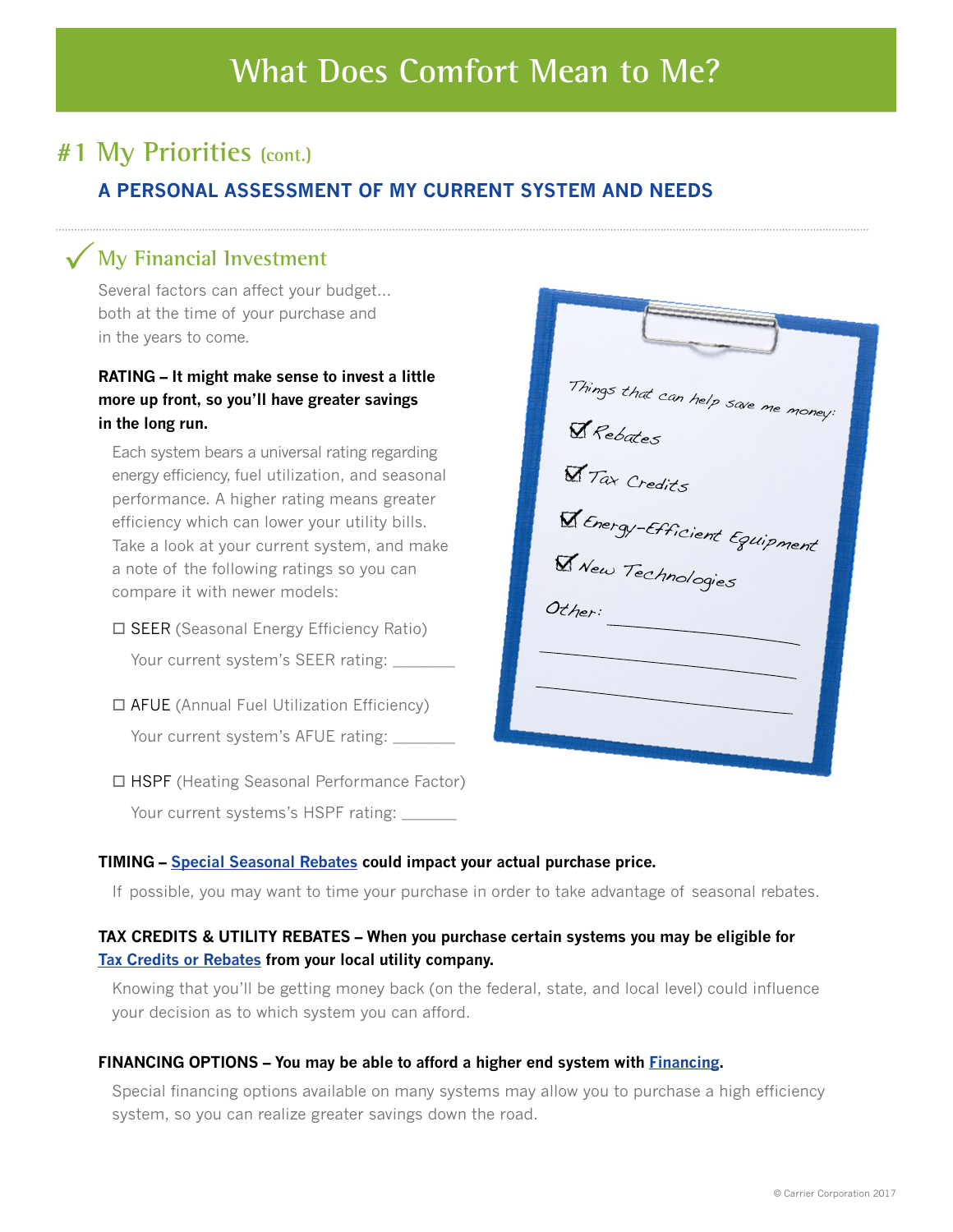# What Does Comfort Mean to Me?

## #1 My Priorities (cont.)

### A PERSONAL ASSESSMENT OF MY CURRENT SYSTEM AND NEEDS

### ✓ My Financial Investment

Several factors can affect your budget... both at the time of your purchase and in the years to come.

**RATING – It might make sense to invest a little more up front, so you'll have greater savings in the long run.**

Each system bears a universal rating regarding energy efficiency, fuel utilization, and seasonal performance. A higher rating means greater efficiency which can lower your utility bills. Take a look at your current system, and make a note of the following ratings so you can compare it with newer models:

- ☐ SEER (Seasonal Energy Efficiency Ratio)

  Your current system's SEER rating: _______

- ☐ AFUE (Annual Fuel Utilization Efficiency)

  Your current system's AFUE rating: _______

- ☐ HSPF (Heating Seasonal Performance Factor)

  Your current systems's HSPF rating: _______

Things that can help save me money:

- ☑ Rebates
- ☑ Tax Credits
- ☑ Energy-Efficient Equipment
- ☑ New Technologies

Other: _______________

**TIMING – Special Seasonal Rebates could impact your actual purchase price.**

If possible, you may want to time your purchase in order to take advantage of seasonal rebates.

**TAX CREDITS & UTILITY REBATES – When you purchase certain systems you may be eligible for Tax Credits or Rebates from your local utility company.**

Knowing that you'll be getting money back (on the federal, state, and local level) could influence your decision as to which system you can afford.

**FINANCING OPTIONS – You may be able to afford a higher end system with Financing.**

Special financing options available on many systems may allow you to purchase a high efficiency system, so you can realize greater savings down the road.

© Carrier Corporation 2017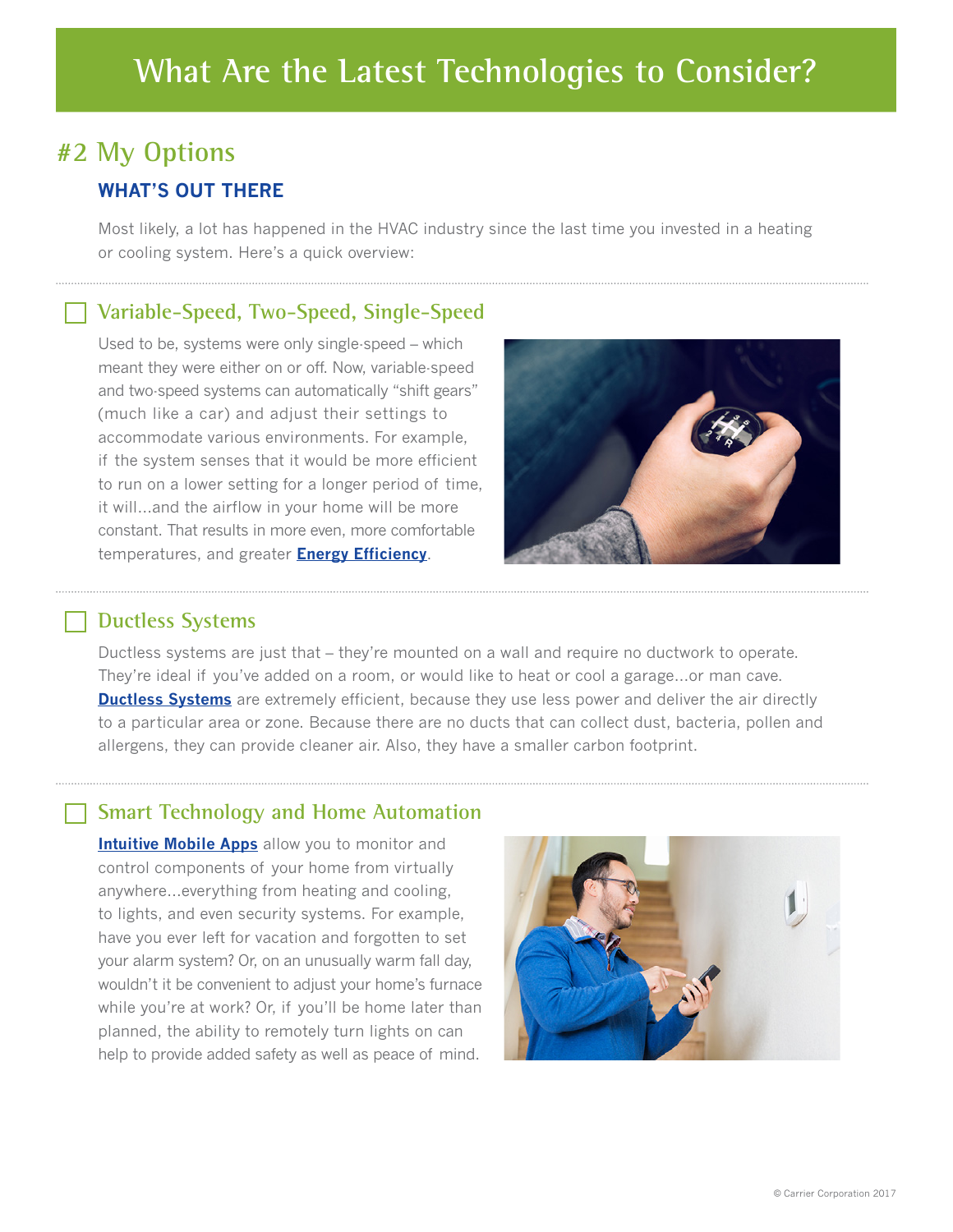# What Are the Latest Technologies to Consider?

## #2 My Options

### WHAT'S OUT THERE

Most likely, a lot has happened in the HVAC industry since the last time you invested in a heating or cooling system. Here's a quick overview:

### ☐ Variable-Speed, Two-Speed, Single-Speed

Used to be, systems were only single-speed – which meant they were either on or off. Now, variable-speed and two-speed systems can automatically "shift gears" (much like a car) and adjust their settings to accommodate various environments. For example, if the system senses that it would be more efficient to run on a lower setting for a longer period of time, it will…and the airflow in your home will be more constant. That results in more even, more comfortable temperatures, and greater **Energy Efficiency**.

### ☐ Ductless Systems

Ductless systems are just that – they're mounted on a wall and require no ductwork to operate. They're ideal if you've added on a room, or would like to heat or cool a garage…or man cave. **Ductless Systems** are extremely efficient, because they use less power and deliver the air directly to a particular area or zone. Because there are no ducts that can collect dust, bacteria, pollen and allergens, they can provide cleaner air. Also, they have a smaller carbon footprint.

### ☐ Smart Technology and Home Automation

**Intuitive Mobile Apps** allow you to monitor and control components of your home from virtually anywhere…everything from heating and cooling, to lights, and even security systems. For example, have you ever left for vacation and forgotten to set your alarm system? Or, on an unusually warm fall day, wouldn't it be convenient to adjust your home's furnace while you're at work? Or, if you'll be home later than planned, the ability to remotely turn lights on can help to provide added safety as well as peace of mind.

© Carrier Corporation 2017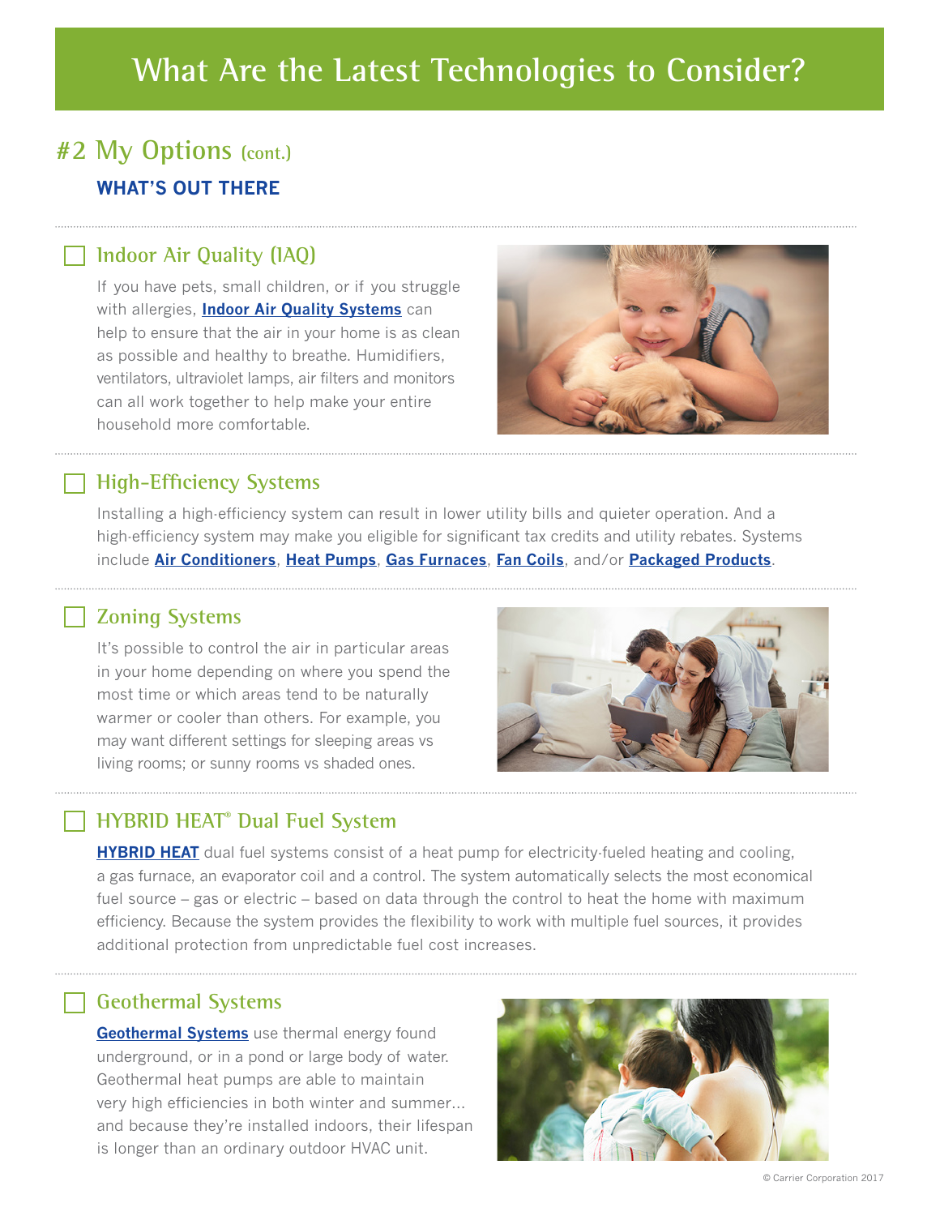# What Are the Latest Technologies to Consider?

## #2 My Options (cont.)

### WHAT'S OUT THERE

### ☐ Indoor Air Quality (IAQ)

If you have pets, small children, or if you struggle with allergies, **Indoor Air Quality Systems** can help to ensure that the air in your home is as clean as possible and healthy to breathe. Humidifiers, ventilators, ultraviolet lamps, air filters and monitors can all work together to help make your entire household more comfortable.

### ☐ High-Efficiency Systems

Installing a high-efficiency system can result in lower utility bills and quieter operation. And a high-efficiency system may make you eligible for significant tax credits and utility rebates. Systems include **Air Conditioners**, **Heat Pumps**, **Gas Furnaces**, **Fan Coils**, and/or **Packaged Products**.

### ☐ Zoning Systems

It's possible to control the air in particular areas in your home depending on where you spend the most time or which areas tend to be naturally warmer or cooler than others. For example, you may want different settings for sleeping areas vs living rooms; or sunny rooms vs shaded ones.

### ☐ HYBRID HEAT® Dual Fuel System

**HYBRID HEAT** dual fuel systems consist of a heat pump for electricity-fueled heating and cooling, a gas furnace, an evaporator coil and a control. The system automatically selects the most economical fuel source – gas or electric – based on data through the control to heat the home with maximum efficiency. Because the system provides the flexibility to work with multiple fuel sources, it provides additional protection from unpredictable fuel cost increases.

### ☐ Geothermal Systems

**Geothermal Systems** use thermal energy found underground, or in a pond or large body of water. Geothermal heat pumps are able to maintain very high efficiencies in both winter and summer... and because they're installed indoors, their lifespan is longer than an ordinary outdoor HVAC unit.

© Carrier Corporation 2017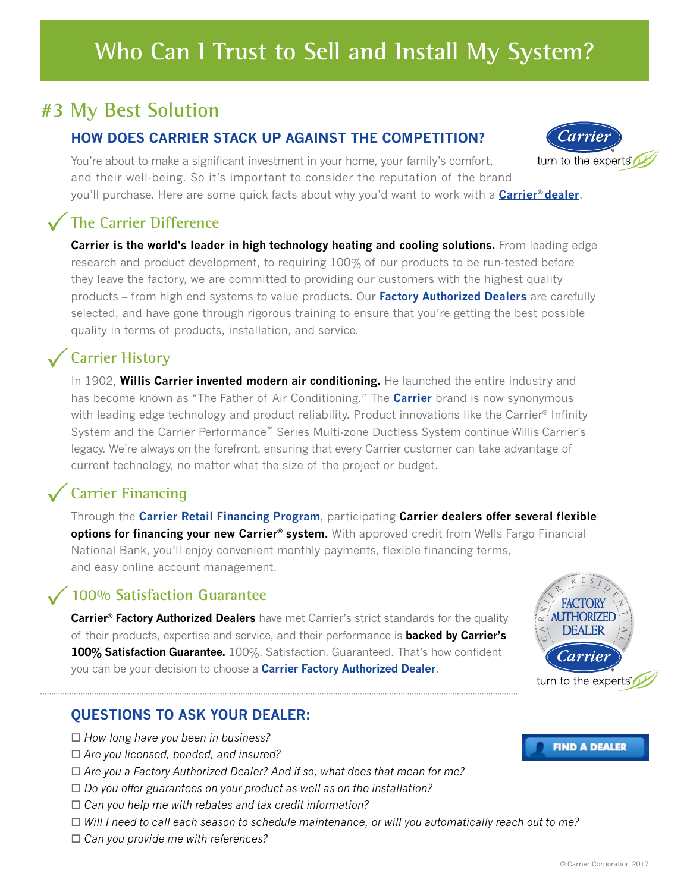# Who Can I Trust to Sell and Install My System?

## #3 My Best Solution

### HOW DOES CARRIER STACK UP AGAINST THE COMPETITION?

You're about to make a significant investment in your home, your family's comfort, and their well-being. So it's important to consider the reputation of the brand you'll purchase. Here are some quick facts about why you'd want to work with a **Carrier® dealer**.

### ✓ The Carrier Difference

**Carrier is the world's leader in high technology heating and cooling solutions.** From leading edge research and product development, to requiring 100% of our products to be run-tested before they leave the factory, we are committed to providing our customers with the highest quality products – from high end systems to value products. Our **Factory Authorized Dealers** are carefully selected, and have gone through rigorous training to ensure that you're getting the best possible quality in terms of products, installation, and service.

### ✓ Carrier History

In 1902, **Willis Carrier invented modern air conditioning.** He launched the entire industry and has become known as "The Father of Air Conditioning." The **Carrier** brand is now synonymous with leading edge technology and product reliability. Product innovations like the Carrier® Infinity System and the Carrier Performance™ Series Multi-zone Ductless System continue Willis Carrier's legacy. We're always on the forefront, ensuring that every Carrier customer can take advantage of current technology, no matter what the size of the project or budget.

### ✓ Carrier Financing

Through the **Carrier Retail Financing Program**, participating **Carrier dealers offer several flexible options for financing your new Carrier® system.** With approved credit from Wells Fargo Financial National Bank, you'll enjoy convenient monthly payments, flexible financing terms, and easy online account management.

### ✓ 100% Satisfaction Guarantee

**Carrier® Factory Authorized Dealers** have met Carrier's strict standards for the quality of their products, expertise and service, and their performance is **backed by Carrier's 100% Satisfaction Guarantee.** 100%. Satisfaction. Guaranteed. That's how confident you can be your decision to choose a **Carrier Factory Authorized Dealer**.

### QUESTIONS TO ASK YOUR DEALER:

- ☐ *How long have you been in business?*
- ☐ *Are you licensed, bonded, and insured?*
- ☐ *Are you a Factory Authorized Dealer? And if so, what does that mean for me?*
- ☐ *Do you offer guarantees on your product as well as on the installation?*
- ☐ *Can you help me with rebates and tax credit information?*
- ☐ *Will I need to call each season to schedule maintenance, or will you automatically reach out to me?*
- ☐ *Can you provide me with references?*

FIND A DEALER

© Carrier Corporation 2017